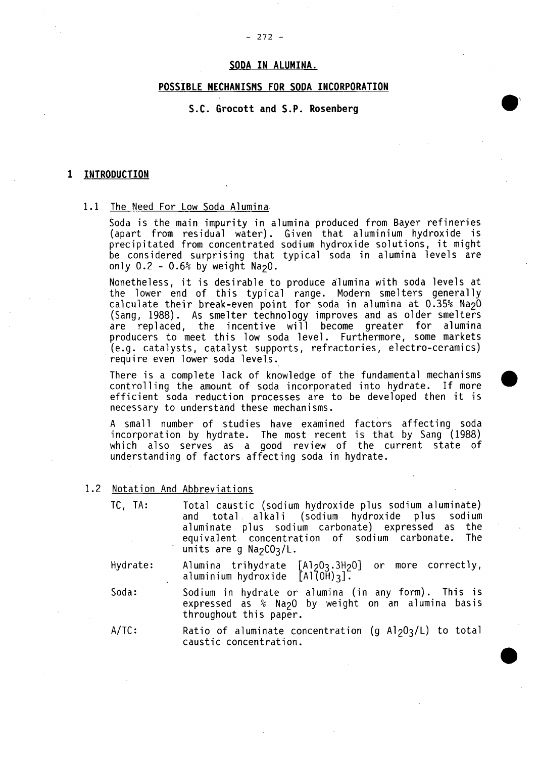# SODA IN ALUMINA.

## POSSIBLE MECHANISMS FOR SODA INCORPORATION

**S.C. Grocott and S.P. Rosenberg**

## 1 INTRODUCTION

### 1.1 The Need For Low Soda Alumina

Soda is the main impurity in alumina produced from Bayer refineries (apart from residual water). Given that aluminium hydroxide is precipitated from concentrated sodium hydroxide solutions, it might be considered surprising that typical soda in alumina levels are only 0.2 - 0.6% by weight $Na_2O$.

Nonetheless, it is desirable to produce alumina with soda levels at the lower end of this typical range. Modern smelters generally calculate their break-even point for soda in alumina at 0.35% $Na_2O$ (Sang, 1988). As smelter technology improves and as older smelters are replaced, the incentive will become greater for alumina producers to meet this low soda level. Furthermore, some markets (e.g. catalysts, catalyst supports, refractories, electro-ceramics) require even lower soda levels.

There is a complete lack of knowledge of the fundamental mechanisms controlling the amount of soda incorporated into hydrate. If more efficient soda reduction processes are to be developed then it is necessary to understand these mechanisms.

A small number of studies have examined factors affecting soda incorporation by hydrate. The most recent is that by Sang (1988) which also serves as a good review of the current state of understanding of factors affecting soda in hydrate.

### 1.2 Notation And Abbreviations

- **TC, TA:** Total caustic (sodium hydroxide plus sodium aluminate) and total alkali (sodium hydroxide plus sodium aluminate plus sodium carbonate) expressed as the equivalent concentration of sodium carbonate. The units are g $Na_2CO_3$/L.
- **Hydrate:** Alumina trihydrate [$Al_2O_3.3H_2O$] or more correctly, aluminium hydroxide [$Al(OH)_3$].
- **Soda:** Sodium in hydrate or alumina (in any form). This is expressed as % $Na_2O$ by weight on an alumina basis throughout this paper.
- **A/TC:** Ratio of aluminate concentration (g $Al_2O_3$/L) to total caustic concentration.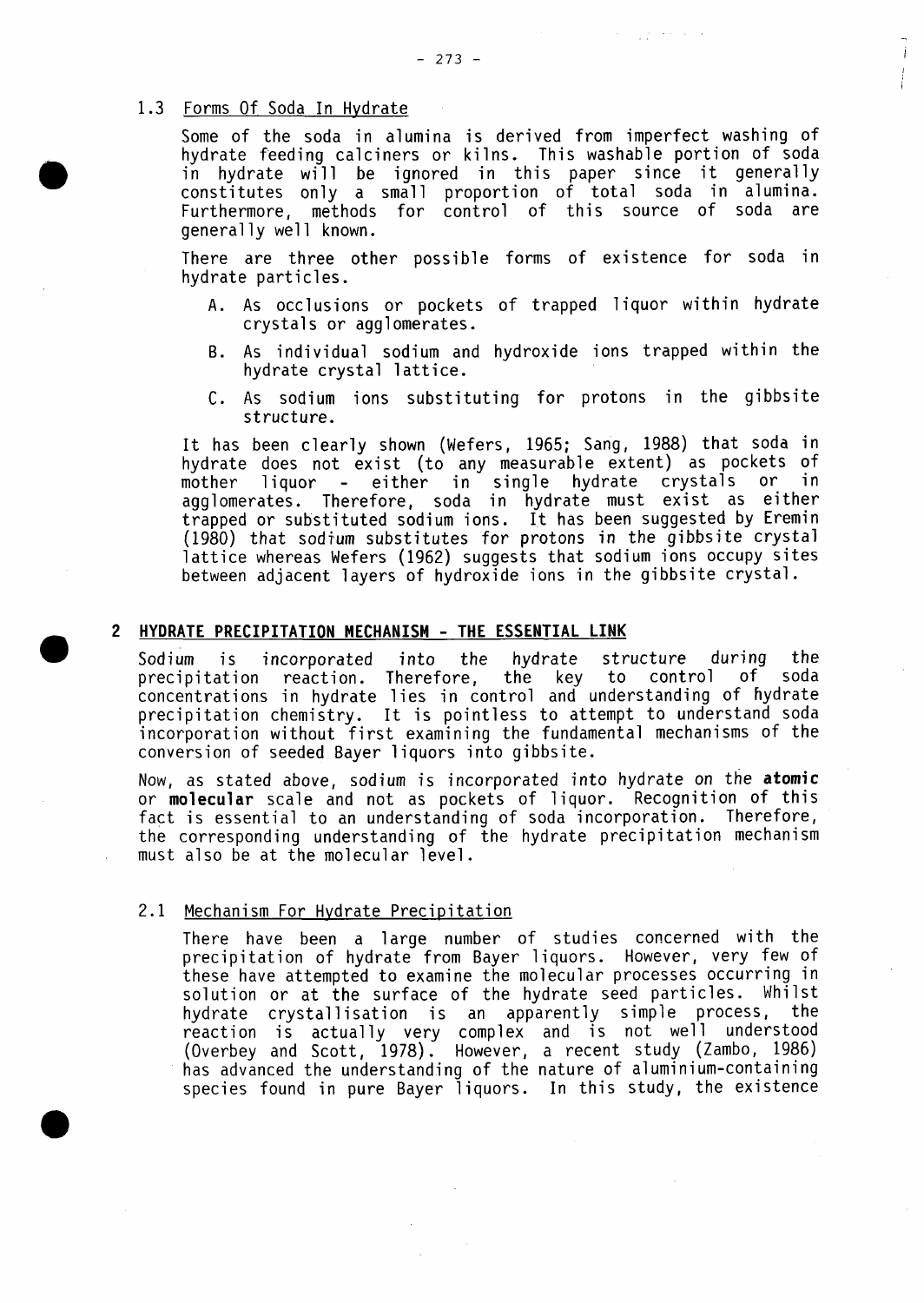### 1.3 Forms Of Soda In Hydrate

Some of the soda in alumina is derived from imperfect washing of hydrate feeding calciners or kilns. This washable portion of soda in hydrate will be ignored in this paper since it generally constitutes only a small proportion of total soda in alumina. Furthermore, methods for control of this source of soda are generally well known.

There are three other possible forms of existence for soda in hydrate particles.

A. As occlusions or pockets of trapped liquor within hydrate crystals or agglomerates.

B. As individual sodium and hydroxide ions trapped within the hydrate crystal lattice.

C. As sodium ions substituting for protons in the gibbsite structure.

It has been clearly shown (Wefers, 1965; Sang, 1988) that soda in hydrate does not exist (to any measurable extent) as pockets of mother liquor - either in single hydrate crystals or in agglomerates. Therefore, soda in hydrate must exist as either trapped or substituted sodium ions. It has been suggested by Eremin (1980) that sodium substitutes for protons in the gibbsite crystal lattice whereas Wefers (1962) suggests that sodium ions occupy sites between adjacent layers of hydroxide ions in the gibbsite crystal.

## 2 HYDRATE PRECIPITATION MECHANISM - THE ESSENTIAL LINK

Sodium is incorporated into the hydrate structure during the precipitation reaction. Therefore, the key to control of soda concentrations in hydrate lies in control and understanding of hydrate precipitation chemistry. It is pointless to attempt to understand soda incorporation without first examining the fundamental mechanisms of the conversion of seeded Bayer liquors into gibbsite.

Now, as stated above, sodium is incorporated into hydrate on the **atomic** or **molecular** scale and not as pockets of liquor. Recognition of this fact is essential to an understanding of soda incorporation. Therefore, the corresponding understanding of the hydrate precipitation mechanism must also be at the molecular level.

### 2.1 Mechanism For Hydrate Precipitation

There have been a large number of studies concerned with the precipitation of hydrate from Bayer liquors. However, very few of these have attempted to examine the molecular processes occurring in solution or at the surface of the hydrate seed particles. Whilst hydrate crystallisation is an apparently simple process, the reaction is actually very complex and is not well understood (Overbey and Scott, 1978). However, a recent study (Zambo, 1986) has advanced the understanding of the nature of aluminium-containing species found in pure Bayer liquors. In this study, the existence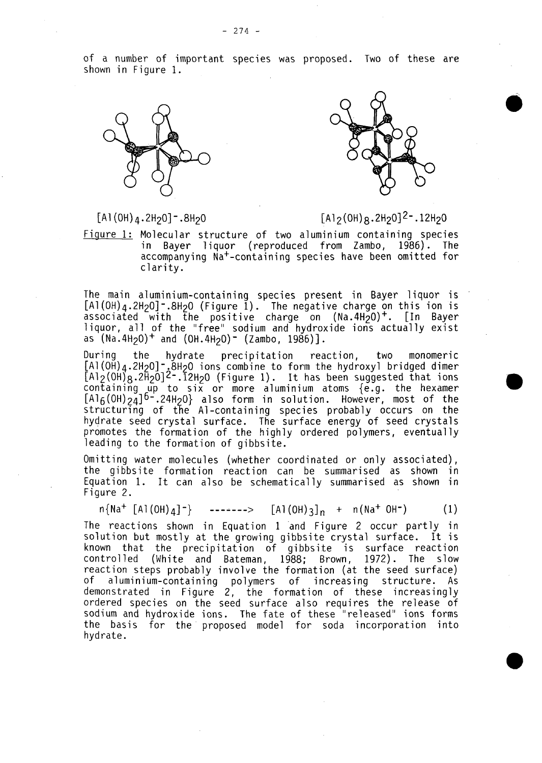of a number of important species was proposed. Two of these are shown in Figure 1.

$[Al(OH)_4.2H_2O]^-.8H_2O$ $[Al_2(OH)_8.2H_2O]^{2-}.12H_2O$

Figure 1: Molecular structure of two aluminium containing species in Bayer liquor (reproduced from Zambo, 1986). The accompanying $Na^+$-containing species have been omitted for clarity.

The main aluminium-containing species present in Bayer liquor is $[Al(OH)_4.2H_2O]^-.8H_2O$ (Figure 1). The negative charge on this ion is associated with the positive charge on $(Na.4H_2O)^+$. [In Bayer liquor, all of the "free" sodium and hydroxide ions actually exist as $(Na.4H_2O)^+$ and $(OH.4H_2O)^-$ (Zambo, 1986)].

During the hydrate precipitation reaction, two monomeric $[Al(OH)_4.2H_2O]^-.8H_2O$ ions combine to form the hydroxyl bridged dimer $[Al_2(OH)_8.2H_2O]^{2-}.12H_2O$ (Figure 1). It has been suggested that ions containing up to six or more aluminium atoms {e.g. the hexamer $[Al_6(OH)_{24}]^{6-}.24H_2O$} also form in solution. However, most of the structuring of the Al-containing species probably occurs on the hydrate seed crystal surface. The surface energy of seed crystals promotes the formation of the highly ordered polymers, eventually leading to the formation of gibbsite.

Omitting water molecules (whether coordinated or only associated), the gibbsite formation reaction can be summarised as shown in Equation 1. It can also be schematically summarised as shown in Figure 2.

$$n\{Na^+ [Al(OH)_4]^-\} \longrightarrow [Al(OH)_3]_n + n(Na^+ OH^-) \quad (1)$$

The reactions shown in Equation 1 and Figure 2 occur partly in solution but mostly at the growing gibbsite crystal surface. It is known that the precipitation of gibbsite is surface reaction controlled (White and Bateman, 1988; Brown, 1972). The slow reaction steps probably involve the formation (at the seed surface) of aluminium-containing polymers of increasing structure. As demonstrated in Figure 2, the formation of these increasingly ordered species on the seed surface also requires the release of sodium and hydroxide ions. The fate of these "released" ions forms the basis for the proposed model for soda incorporation into hydrate.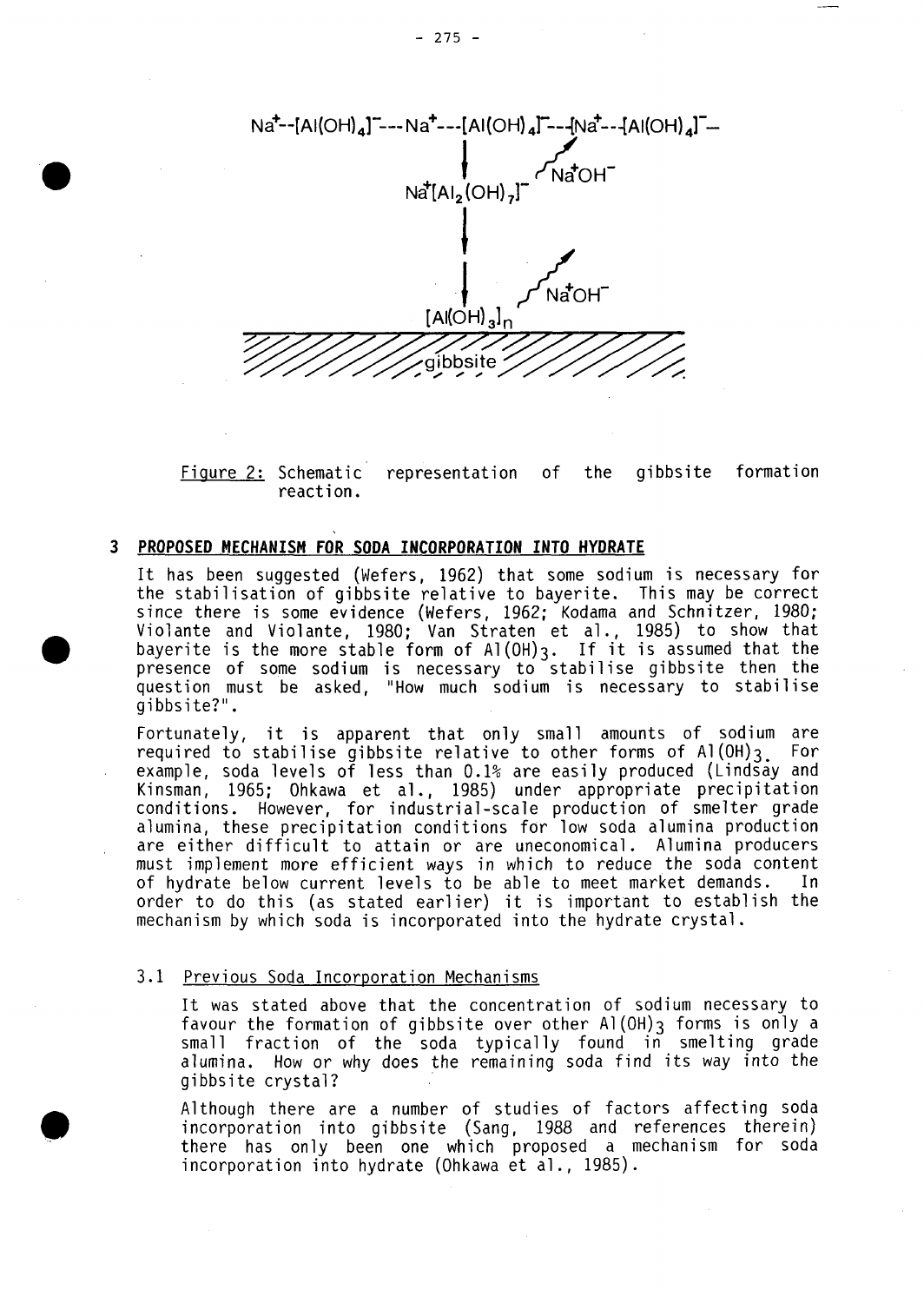Figure 2: Schematic representation of the gibbsite formation reaction.

## 3 PROPOSED MECHANISM FOR SODA INCORPORATION INTO HYDRATE

It has been suggested (Wefers, 1962) that some sodium is necessary for the stabilisation of gibbsite relative to bayerite. This may be correct since there is some evidence (Wefers, 1962; Kodama and Schnitzer, 1980; Violante and Violante, 1980; Van Straten et al., 1985) to show that bayerite is the more stable form of $Al(OH)_3$. If it is assumed that the presence of some sodium is necessary to stabilise gibbsite then the question must be asked, "How much sodium is necessary to stabilise gibbsite?".

Fortunately, it is apparent that only small amounts of sodium are required to stabilise gibbsite relative to other forms of $Al(OH)_3$. For example, soda levels of less than 0.1% are easily produced (Lindsay and Kinsman, 1965; Ohkawa et al., 1985) under appropriate precipitation conditions. However, for industrial-scale production of smelter grade alumina, these precipitation conditions for low soda alumina production are either difficult to attain or are uneconomical. Alumina producers must implement more efficient ways in which to reduce the soda content of hydrate below current levels to be able to meet market demands. In order to do this (as stated earlier) it is important to establish the mechanism by which soda is incorporated into the hydrate crystal.

### 3.1 Previous Soda Incorporation Mechanisms

It was stated above that the concentration of sodium necessary to favour the formation of gibbsite over other $Al(OH)_3$ forms is only a small fraction of the soda typically found in smelting grade alumina. How or why does the remaining soda find its way into the gibbsite crystal?

Although there are a number of studies of factors affecting soda incorporation into gibbsite (Sang, 1988 and references therein) there has only been one which proposed a mechanism for soda incorporation into hydrate (Ohkawa et al., 1985).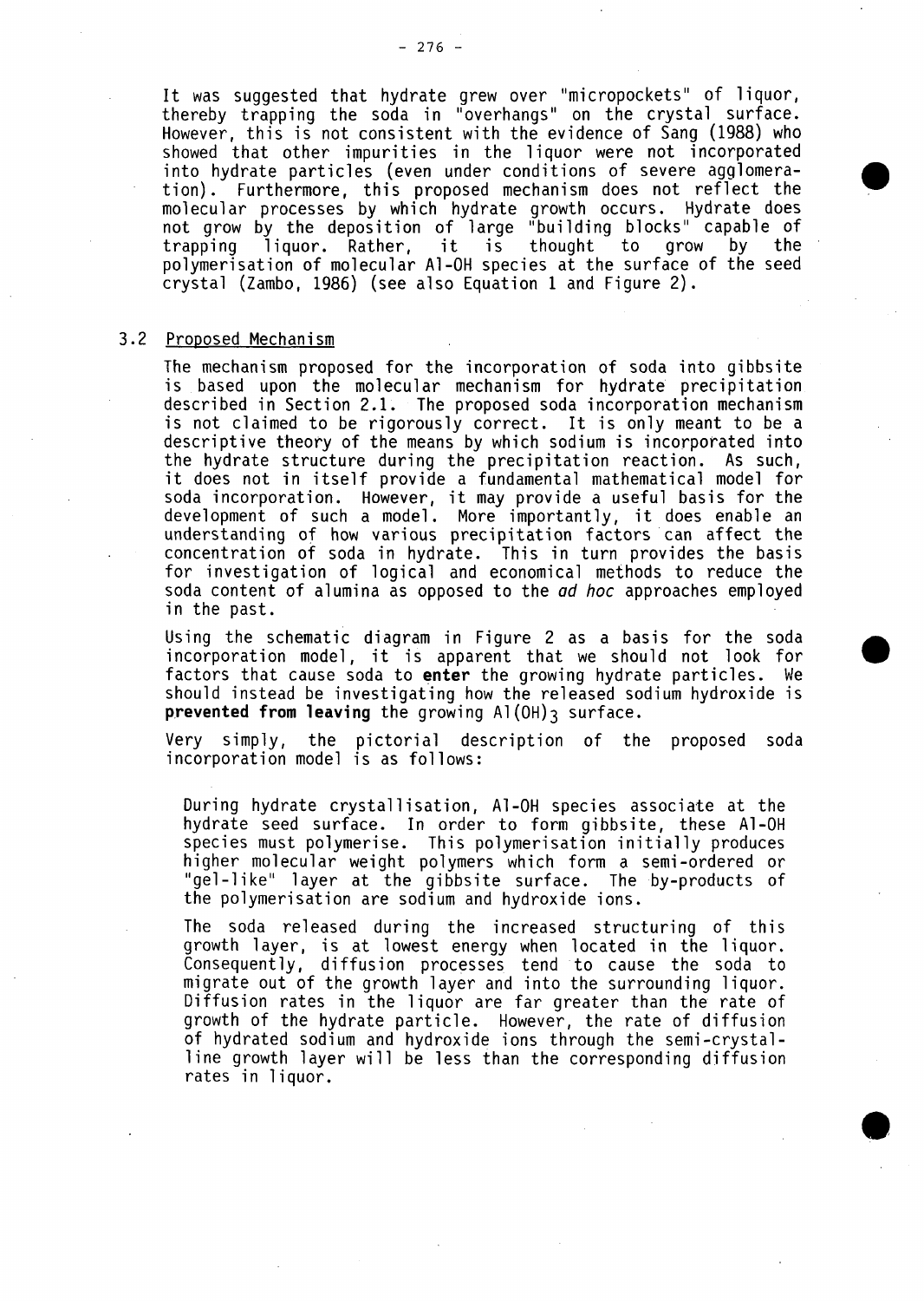It was suggested that hydrate grew over "micropockets" of liquor, thereby trapping the soda in "overhangs" on the crystal surface. However, this is not consistent with the evidence of Sang (1988) who showed that other impurities in the liquor were not incorporated into hydrate particles (even under conditions of severe agglomeration). Furthermore, this proposed mechanism does not reflect the molecular processes by which hydrate growth occurs. Hydrate does not grow by the deposition of large "building blocks" capable of trapping liquor. Rather, it is thought to grow by the polymerisation of molecular Al-OH species at the surface of the seed crystal (Zambo, 1986) (see also Equation 1 and Figure 2).

## 3.2 Proposed Mechanism

The mechanism proposed for the incorporation of soda into gibbsite is based upon the molecular mechanism for hydrate precipitation described in Section 2.1. The proposed soda incorporation mechanism is not claimed to be rigorously correct. It is only meant to be a descriptive theory of the means by which sodium is incorporated into the hydrate structure during the precipitation reaction. As such, it does not in itself provide a fundamental mathematical model for soda incorporation. However, it may provide a useful basis for the development of such a model. More importantly, it does enable an understanding of how various precipitation factors can affect the concentration of soda in hydrate. This in turn provides the basis for investigation of logical and economical methods to reduce the soda content of alumina as opposed to the *ad hoc* approaches employed in the past.

Using the schematic diagram in Figure 2 as a basis for the soda incorporation model, it is apparent that we should not look for factors that cause soda to **enter** the growing hydrate particles. We should instead be investigating how the released sodium hydroxide is **prevented from leaving** the growing $Al(OH)_3$ surface.

Very simply, the pictorial description of the proposed soda incorporation model is as follows:

> During hydrate crystallisation, Al-OH species associate at the hydrate seed surface. In order to form gibbsite, these Al-OH species must polymerise. This polymerisation initially produces higher molecular weight polymers which form a semi-ordered or "gel-like" layer at the gibbsite surface. The by-products of the polymerisation are sodium and hydroxide ions.
>
> The soda released during the increased structuring of this growth layer, is at lowest energy when located in the liquor. Consequently, diffusion processes tend to cause the soda to migrate out of the growth layer and into the surrounding liquor. Diffusion rates in the liquor are far greater than the rate of growth of the hydrate particle. However, the rate of diffusion of hydrated sodium and hydroxide ions through the semi-crystalline growth layer will be less than the corresponding diffusion rates in liquor.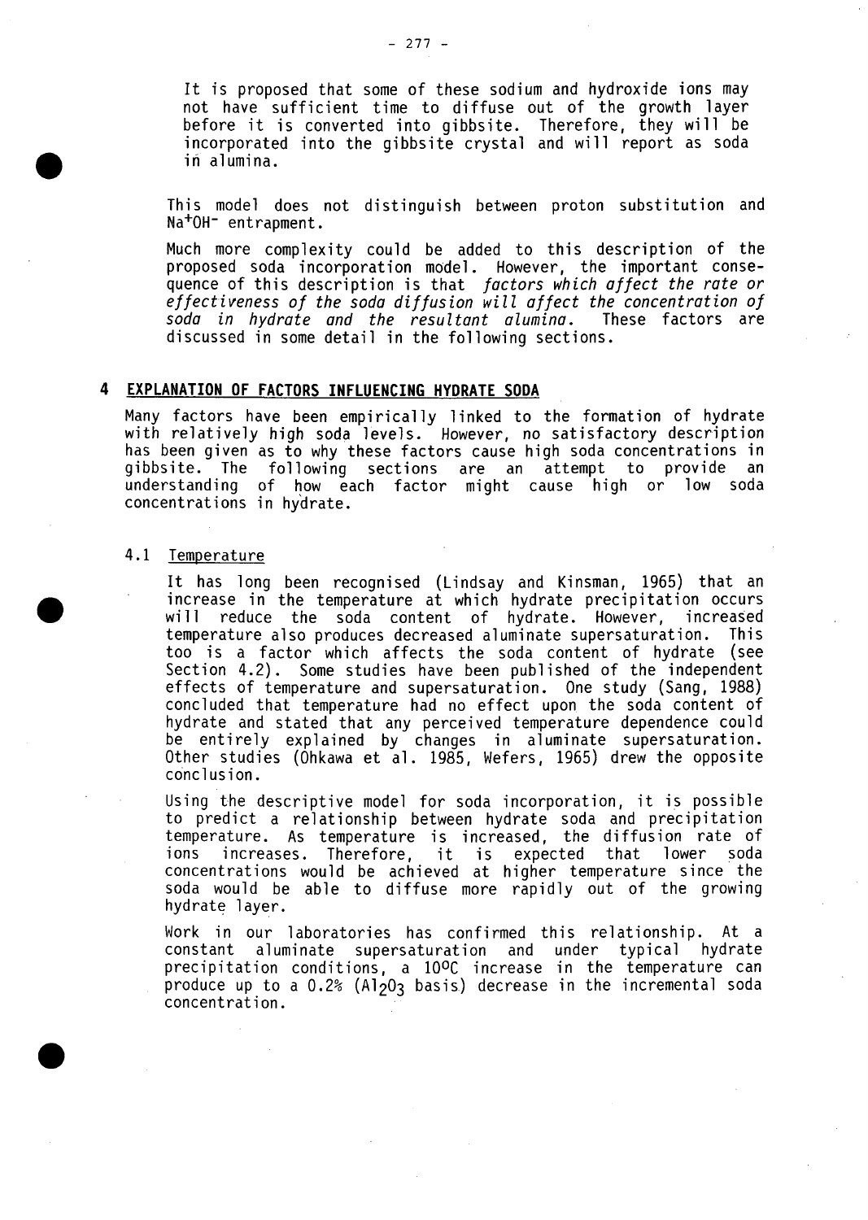It is proposed that some of these sodium and hydroxide ions may not have sufficient time to diffuse out of the growth layer before it is converted into gibbsite. Therefore, they will be incorporated into the gibbsite crystal and will report as soda in alumina.

This model does not distinguish between proton substitution and $Na^{+}OH^{-}$ entrapment.

Much more complexity could be added to this description of the proposed soda incorporation model. However, the important consequence of this description is that *factors which affect the rate or effectiveness of the soda diffusion will affect the concentration of soda in hydrate and the resultant alumina.* These factors are discussed in some detail in the following sections.

## 4 EXPLANATION OF FACTORS INFLUENCING HYDRATE SODA

Many factors have been empirically linked to the formation of hydrate with relatively high soda levels. However, no satisfactory description has been given as to why these factors cause high soda concentrations in gibbsite. The following sections are an attempt to provide an understanding of how each factor might cause high or low soda concentrations in hydrate.

### 4.1 Temperature

It has long been recognised (Lindsay and Kinsman, 1965) that an increase in the temperature at which hydrate precipitation occurs will reduce the soda content of hydrate. However, increased temperature also produces decreased aluminate supersaturation. This too is a factor which affects the soda content of hydrate (see Section 4.2). Some studies have been published of the independent effects of temperature and supersaturation. One study (Sang, 1988) concluded that temperature had no effect upon the soda content of hydrate and stated that any perceived temperature dependence could be entirely explained by changes in aluminate supersaturation. Other studies (Ohkawa et al. 1985, Wefers, 1965) drew the opposite conclusion.

Using the descriptive model for soda incorporation, it is possible to predict a relationship between hydrate soda and precipitation temperature. As temperature is increased, the diffusion rate of ions increases. Therefore, it is expected that lower soda concentrations would be achieved at higher temperature since the soda would be able to diffuse more rapidly out of the growing hydrate layer.

Work in our laboratories has confirmed this relationship. At a constant aluminate supersaturation and under typical hydrate precipitation conditions, a 10°C increase in the temperature can produce up to a 0.2% ($Al_2O_3$ basis) decrease in the incremental soda concentration.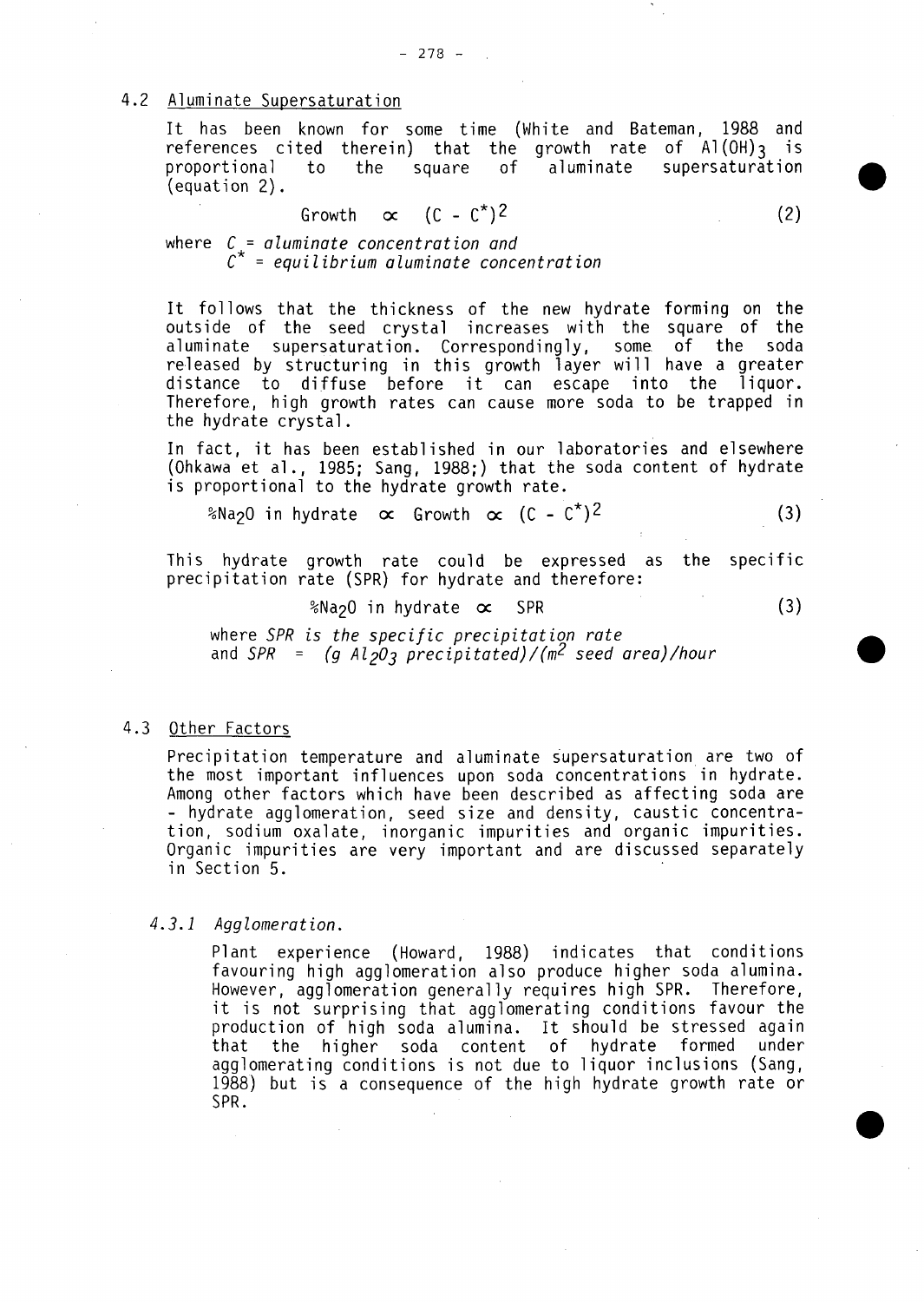## 4.2 Aluminate Supersaturation

It has been known for some time (White and Bateman, 1988 and references cited therein) that the growth rate of $Al(OH)_3$ is proportional to the square of aluminate supersaturation (equation 2).

$$\text{Growth} \propto (C - C^*)^2 \qquad (2)$$

where *C = aluminate concentration and*
*$C^*$ = equilibrium aluminate concentration*

It follows that the thickness of the new hydrate forming on the outside of the seed crystal increases with the square of the aluminate supersaturation. Correspondingly, some of the soda released by structuring in this growth layer will have a greater distance to diffuse before it can escape into the liquor. Therefore, high growth rates can cause more soda to be trapped in the hydrate crystal.

In fact, it has been established in our laboratories and elsewhere (Ohkawa et al., 1985; Sang, 1988;) that the soda content of hydrate is proportional to the hydrate growth rate.

$$\%Na_2O \text{ in hydrate} \propto \text{Growth} \propto (C - C^*)^2 \qquad (3)$$

This hydrate growth rate could be expressed as the specific precipitation rate (SPR) for hydrate and therefore:

$$\%Na_2O \text{ in hydrate} \propto \text{SPR} \qquad (3)$$

where *SPR is the specific precipitation rate*
and *SPR = (g $Al_2O_3$ precipitated)/($m^2$ seed area)/hour*

## 4.3 Other Factors

Precipitation temperature and aluminate supersaturation are two of the most important influences upon soda concentrations in hydrate. Among other factors which have been described as affecting soda are - hydrate agglomeration, seed size and density, caustic concentration, sodium oxalate, inorganic impurities and organic impurities. Organic impurities are very important and are discussed separately in Section 5.

### *4.3.1 Agglomeration.*

Plant experience (Howard, 1988) indicates that conditions favouring high agglomeration also produce higher soda alumina. However, agglomeration generally requires high SPR. Therefore, it is not surprising that agglomerating conditions favour the production of high soda alumina. It should be stressed again that the higher soda content of hydrate formed under agglomerating conditions is not due to liquor inclusions (Sang, 1988) but is a consequence of the high hydrate growth rate or SPR.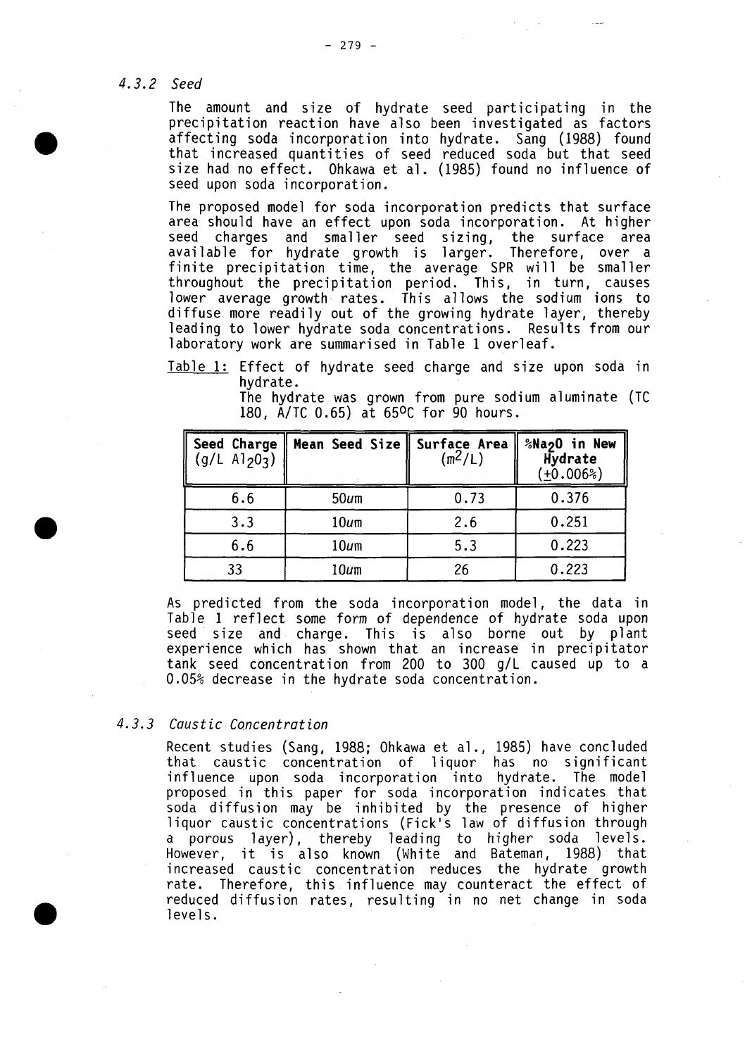### *4.3.2 Seed*

The amount and size of hydrate seed participating in the precipitation reaction have also been investigated as factors affecting soda incorporation into hydrate. Sang (1988) found that increased quantities of seed reduced soda but that seed size had no effect. Ohkawa et al. (1985) found no influence of seed upon soda incorporation.

The proposed model for soda incorporation predicts that surface area should have an effect upon soda incorporation. At higher seed charges and smaller seed sizing, the surface area available for hydrate growth is larger. Therefore, over a finite precipitation time, the average SPR will be smaller throughout the precipitation period. This, in turn, causes lower average growth rates. This allows the sodium ions to diffuse more readily out of the growing hydrate layer, thereby leading to lower hydrate soda concentrations. Results from our laboratory work are summarised in Table 1 overleaf.

Table 1: Effect of hydrate seed charge and size upon soda in hydrate.
The hydrate was grown from pure sodium aluminate (TC 180, A/TC 0.65) at 65°C for 90 hours.

| **Seed Charge** (g/L $Al_2O_3$) | **Mean Seed Size** | **Surface Area** ($m^2/L$) | **%$Na_2O$ in New Hydrate** (±0.006%) |
|---|---|---|---|
| 6.6 | 50um | 0.73 | 0.376 |
| 3.3 | 10um | 2.6 | 0.251 |
| 6.6 | 10um | 5.3 | 0.223 |
| 33 | 10um | 26 | 0.223 |

As predicted from the soda incorporation model, the data in Table 1 reflect some form of dependence of hydrate soda upon seed size and charge. This is also borne out by plant experience which has shown that an increase in precipitator tank seed concentration from 200 to 300 g/L caused up to a 0.05% decrease in the hydrate soda concentration.

### *4.3.3 Caustic Concentration*

Recent studies (Sang, 1988; Ohkawa et al., 1985) have concluded that caustic concentration of liquor has no significant influence upon soda incorporation into hydrate. The model proposed in this paper for soda incorporation indicates that soda diffusion may be inhibited by the presence of higher liquor caustic concentrations (Fick's law of diffusion through a porous layer), thereby leading to higher soda levels. However, it is also known (White and Bateman, 1988) that increased caustic concentration reduces the hydrate growth rate. Therefore, this influence may counteract the effect of reduced diffusion rates, resulting in no net change in soda levels.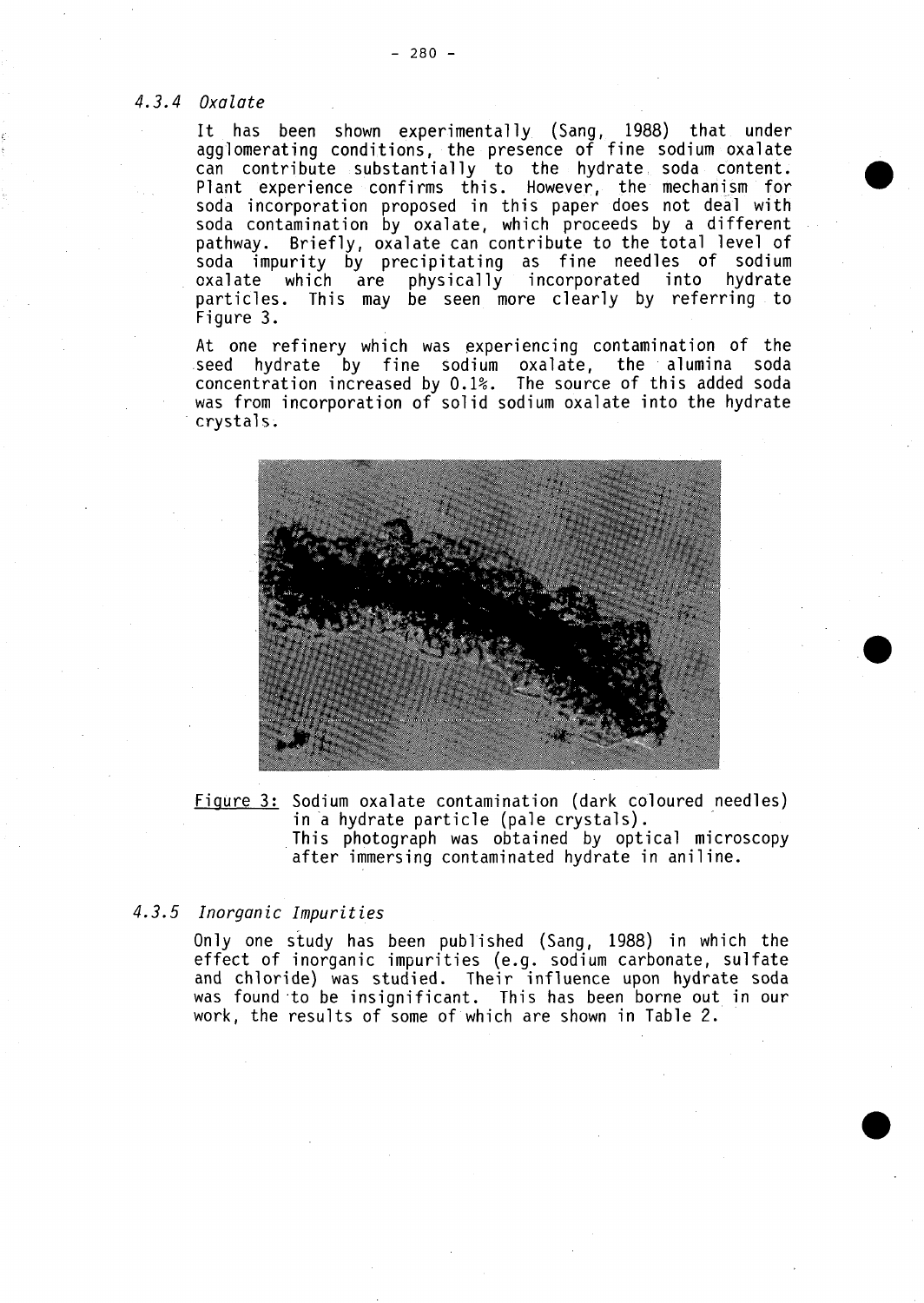### *4.3.4 Oxalate*

It has been shown experimentally (Sang, 1988) that under agglomerating conditions, the presence of fine sodium oxalate can contribute substantially to the hydrate soda content. Plant experience confirms this. However, the mechanism for soda incorporation proposed in this paper does not deal with soda contamination by oxalate, which proceeds by a different pathway. Briefly, oxalate can contribute to the total level of soda impurity by precipitating as fine needles of sodium oxalate which are physically incorporated into hydrate particles. This may be seen more clearly by referring to Figure 3.

At one refinery which was experiencing contamination of the seed hydrate by fine sodium oxalate, the alumina soda concentration increased by 0.1%. The source of this added soda was from incorporation of solid sodium oxalate into the hydrate crystals.

Figure 3: Sodium oxalate contamination (dark coloured needles) in a hydrate particle (pale crystals). This photograph was obtained by optical microscopy after immersing contaminated hydrate in aniline.

### *4.3.5 Inorganic Impurities*

Only one study has been published (Sang, 1988) in which the effect of inorganic impurities (e.g. sodium carbonate, sulfate and chloride) was studied. Their influence upon hydrate soda was found to be insignificant. This has been borne out in our work, the results of some of which are shown in Table 2.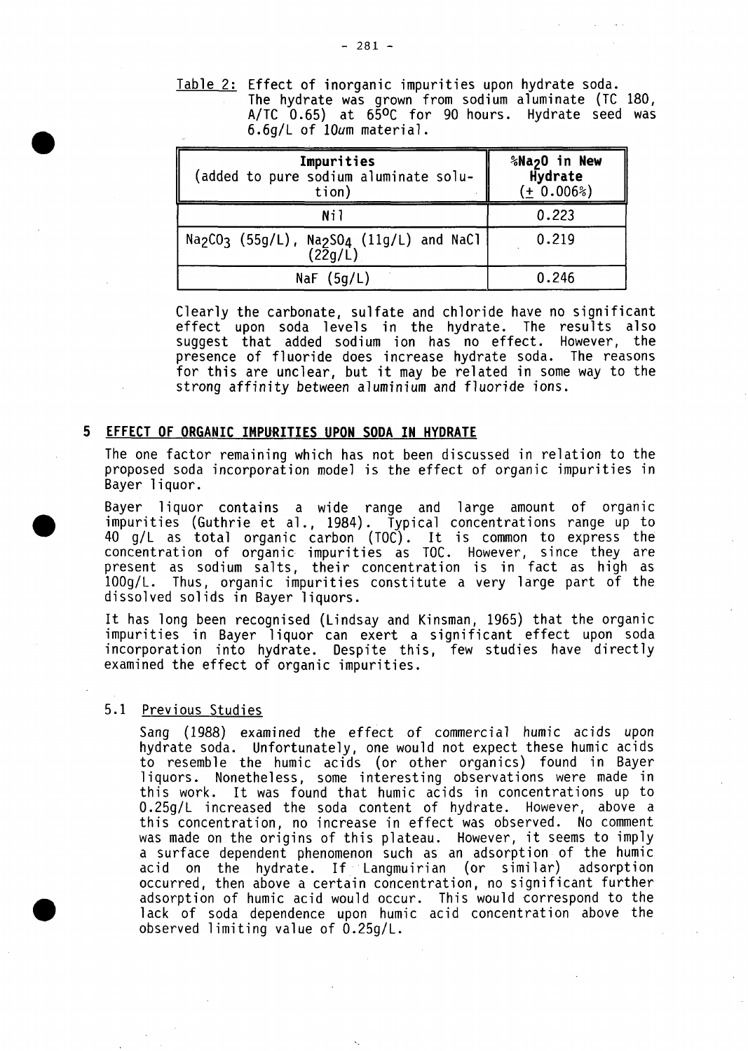Table 2: Effect of inorganic impurities upon hydrate soda. The hydrate was grown from sodium aluminate (TC 180, A/TC 0.65) at 65$^{o}$C for 90 hours. Hydrate seed was 6.6g/L of 10$\mu$m material.

| Impurities (added to pure sodium aluminate solution) | %$Na_2O$ in New Hydrate ($\pm$ 0.006%) |
|---|---|
| Nil | 0.223 |
| $Na_2CO_3$ (55g/L), $Na_2SO_4$ (11g/L) and NaCl (22g/L) | 0.219 |
| NaF (5g/L) | 0.246 |

Clearly the carbonate, sulfate and chloride have no significant effect upon soda levels in the hydrate. The results also suggest that added sodium ion has no effect. However, the presence of fluoride does increase hydrate soda. The reasons for this are unclear, but it may be related in some way to the strong affinity between aluminium and fluoride ions.

## 5 EFFECT OF ORGANIC IMPURITIES UPON SODA IN HYDRATE

The one factor remaining which has not been discussed in relation to the proposed soda incorporation model is the effect of organic impurities in Bayer liquor.

Bayer liquor contains a wide range and large amount of organic impurities (Guthrie et al., 1984). Typical concentrations range up to 40 g/L as total organic carbon (TOC). It is common to express the concentration of organic impurities as TOC. However, since they are present as sodium salts, their concentration is in fact as high as 100g/L. Thus, organic impurities constitute a very large part of the dissolved solids in Bayer liquors.

It has long been recognised (Lindsay and Kinsman, 1965) that the organic impurities in Bayer liquor can exert a significant effect upon soda incorporation into hydrate. Despite this, few studies have directly examined the effect of organic impurities.

### 5.1 Previous Studies

Sang (1988) examined the effect of commercial humic acids upon hydrate soda. Unfortunately, one would not expect these humic acids to resemble the humic acids (or other organics) found in Bayer liquors. Nonetheless, some interesting observations were made in this work. It was found that humic acids in concentrations up to 0.25g/L increased the soda content of hydrate. However, above a this concentration, no increase in effect was observed. No comment was made on the origins of this plateau. However, it seems to imply a surface dependent phenomenon such as an adsorption of the humic acid on the hydrate. If Langmuirian (or similar) adsorption occurred, then above a certain concentration, no significant further adsorption of humic acid would occur. This would correspond to the lack of soda dependence upon humic acid concentration above the observed limiting value of 0.25g/L.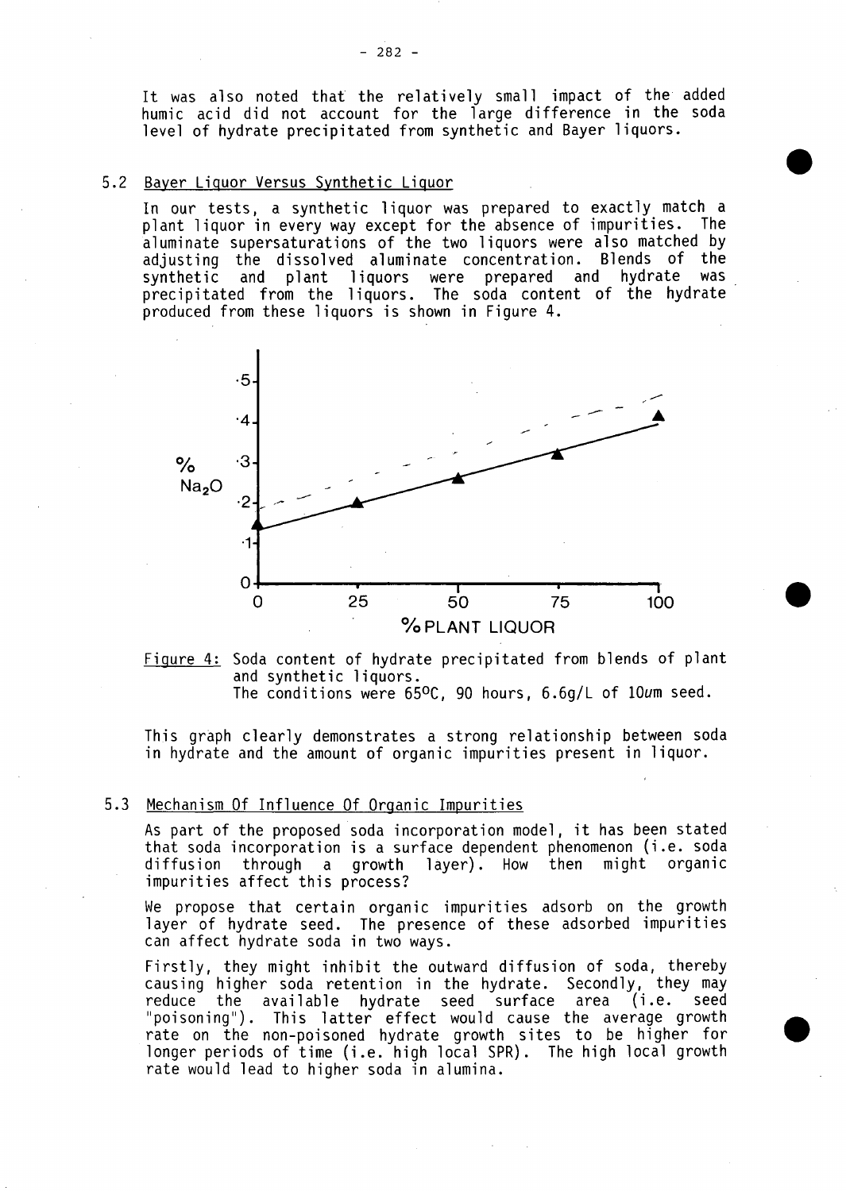It was also noted that the relatively small impact of the added humic acid did not account for the large difference in the soda level of hydrate precipitated from synthetic and Bayer liquors.

## 5.2 Bayer Liquor Versus Synthetic Liquor

In our tests, a synthetic liquor was prepared to exactly match a plant liquor in every way except for the absence of impurities. The aluminate supersaturations of the two liquors were also matched by adjusting the dissolved aluminate concentration. Blends of the synthetic and plant liquors were prepared and hydrate was precipitated from the liquors. The soda content of the hydrate produced from these liquors is shown in Figure 4.

Figure 4: Soda content of hydrate precipitated from blends of plant and synthetic liquors.
The conditions were 65°C, 90 hours, 6.6g/L of 10um seed.

This graph clearly demonstrates a strong relationship between soda in hydrate and the amount of organic impurities present in liquor.

## 5.3 Mechanism Of Influence Of Organic Impurities

As part of the proposed soda incorporation model, it has been stated that soda incorporation is a surface dependent phenomenon (i.e. soda diffusion through a growth layer). How then might organic impurities affect this process?

We propose that certain organic impurities adsorb on the growth layer of hydrate seed. The presence of these adsorbed impurities can affect hydrate soda in two ways.

Firstly, they might inhibit the outward diffusion of soda, thereby causing higher soda retention in the hydrate. Secondly, they may reduce the available hydrate seed surface area (i.e. seed "poisoning"). This latter effect would cause the average growth rate on the non-poisoned hydrate growth sites to be higher for longer periods of time (i.e. high local SPR). The high local growth rate would lead to higher soda in alumina.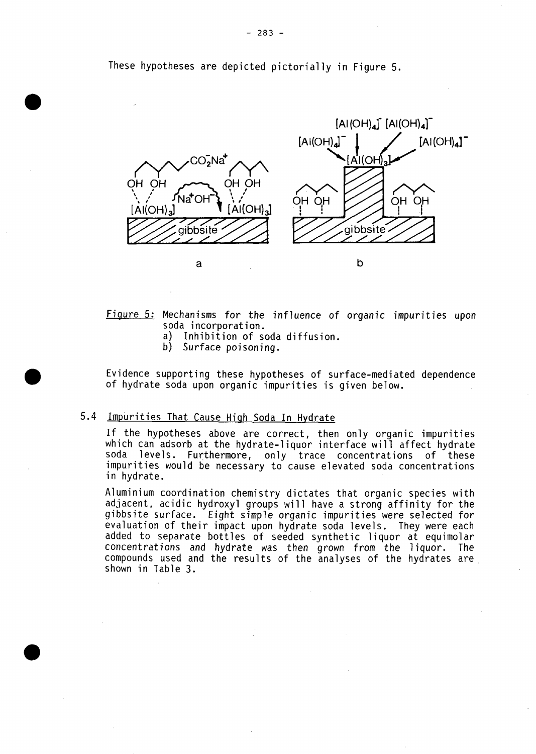These hypotheses are depicted pictorially in Figure 5.

Figure 5: Mechanisms for the influence of organic impurities upon soda incorporation.
a) Inhibition of soda diffusion.
b) Surface poisoning.

Evidence supporting these hypotheses of surface-mediated dependence of hydrate soda upon organic impurities is given below.

## 5.4 Impurities That Cause High Soda In Hydrate

If the hypotheses above are correct, then only organic impurities which can adsorb at the hydrate-liquor interface will affect hydrate soda levels. Furthermore, only trace concentrations of these impurities would be necessary to cause elevated soda concentrations in hydrate.

Aluminium coordination chemistry dictates that organic species with adjacent, acidic hydroxyl groups will have a strong affinity for the gibbsite surface. Eight simple organic impurities were selected for evaluation of their impact upon hydrate soda levels. They were each added to separate bottles of seeded synthetic liquor at equimolar concentrations and hydrate was then grown from the liquor. The compounds used and the results of the analyses of the hydrates are shown in Table 3.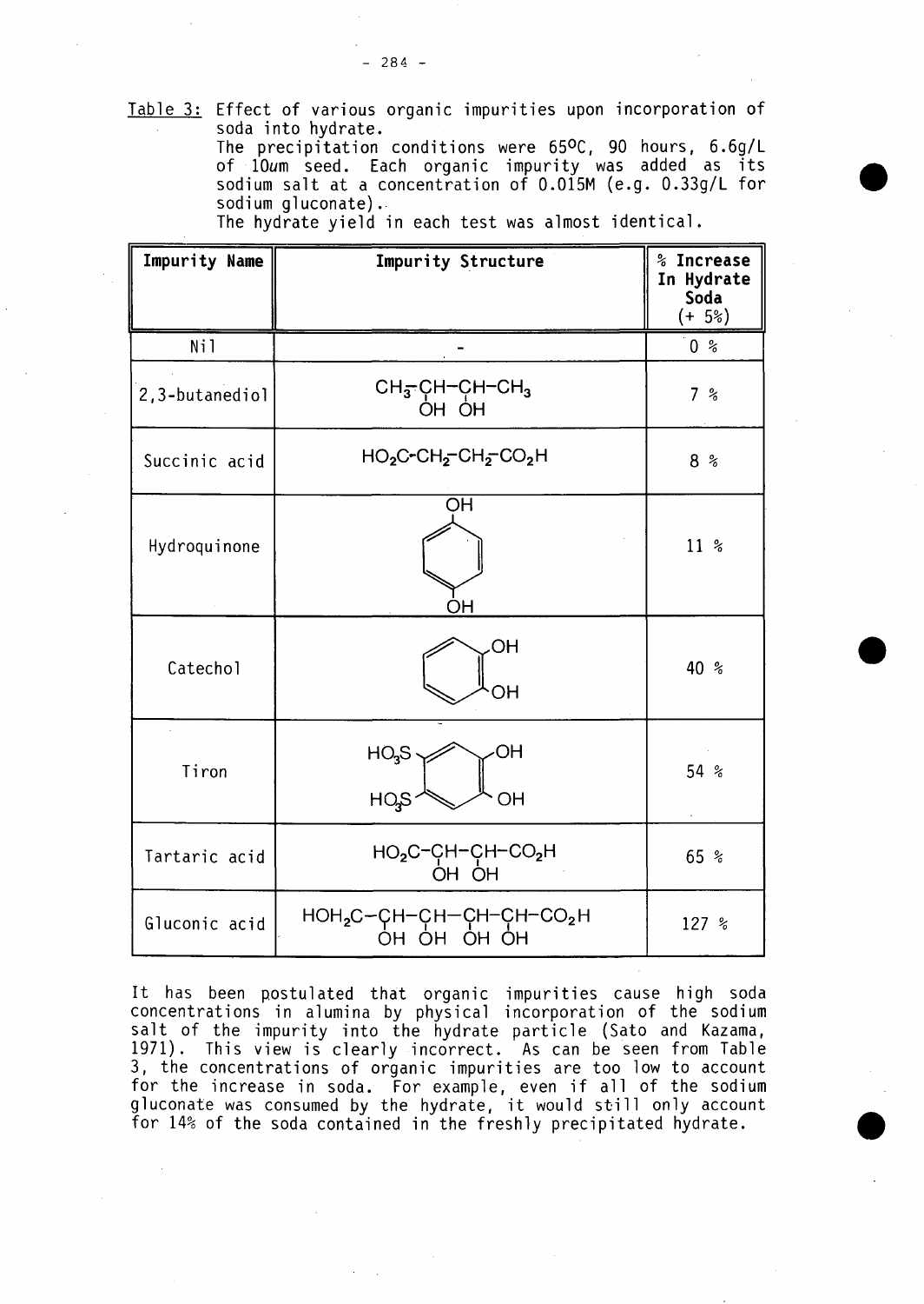Table 3: Effect of various organic impurities upon incorporation of soda into hydrate.
The precipitation conditions were 65°C, 90 hours, 6.6g/L of 10um seed. Each organic impurity was added as its sodium salt at a concentration of 0.015M (e.g. 0.33g/L for sodium gluconate).
The hydrate yield in each test was almost identical.

| Impurity Name | Impurity Structure | % Increase In Hydrate Soda (+ 5%) |
|---|---|---|
| Nil | - | 0 % |
| 2,3-butanediol | $CH_3-CH(OH)-CH(OH)-CH_3$ | 7 % |
| Succinic acid | $HO_2C-CH_2-CH_2-CO_2H$ | 8 % |
| Hydroquinone | 1,4-dihydroxybenzene (OH groups para on benzene ring) | 11 % |
| Catechol | 1,2-dihydroxybenzene (OH groups ortho on benzene ring) | 40 % |
| Tiron | benzene ring with two $HO_3S$ groups and two OH groups | 54 % |
| Tartaric acid | $HO_2C-CH(OH)-CH(OH)-CO_2H$ | 65 % |
| Gluconic acid | $HOH_2C-CH(OH)-CH(OH)-CH(OH)-CH(OH)-CO_2H$ | 127 % |

It has been postulated that organic impurities cause high soda concentrations in alumina by physical incorporation of the sodium salt of the impurity into the hydrate particle (Sato and Kazama, 1971). This view is clearly incorrect. As can be seen from Table 3, the concentrations of organic impurities are too low to account for the increase in soda. For example, even if all of the sodium gluconate was consumed by the hydrate, it would still only account for 14% of the soda contained in the freshly precipitated hydrate.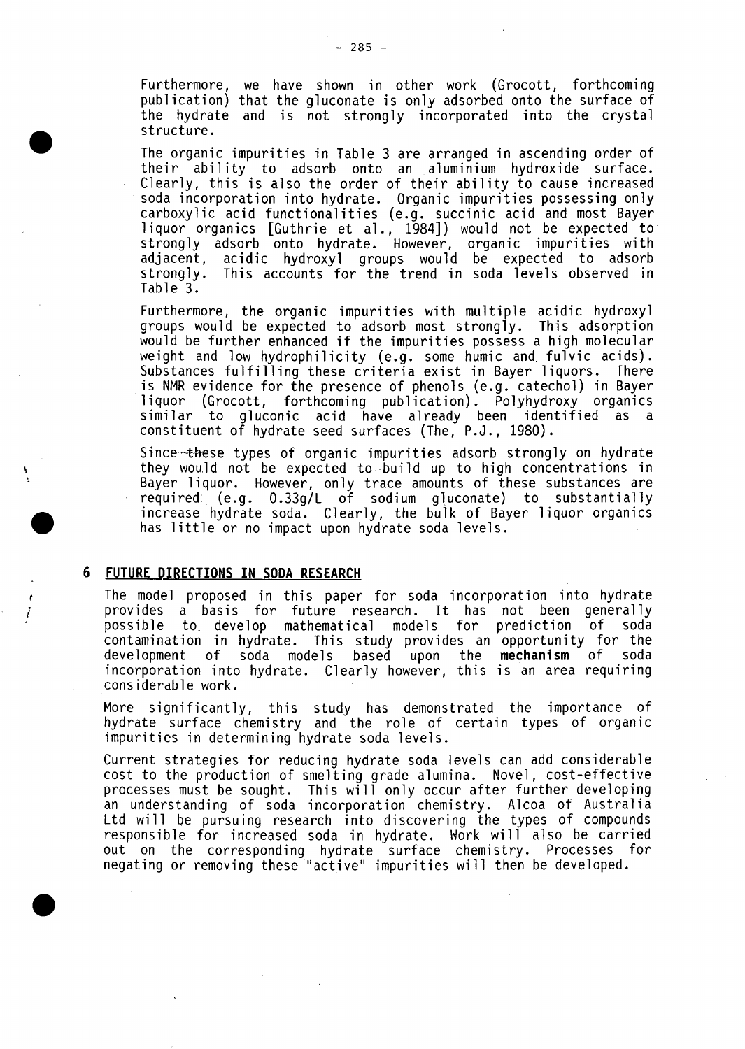Furthermore, we have shown in other work (Grocott, forthcoming publication) that the gluconate is only adsorbed onto the surface of the hydrate and is not strongly incorporated into the crystal structure.

The organic impurities in Table 3 are arranged in ascending order of their ability to adsorb onto an aluminium hydroxide surface. Clearly, this is also the order of their ability to cause increased soda incorporation into hydrate. Organic impurities possessing only carboxylic acid functionalities (e.g. succinic acid and most Bayer liquor organics [Guthrie et al., 1984]) would not be expected to strongly adsorb onto hydrate. However, organic impurities with adjacent, acidic hydroxyl groups would be expected to adsorb strongly. This accounts for the trend in soda levels observed in Table 3.

Furthermore, the organic impurities with multiple acidic hydroxyl groups would be expected to adsorb most strongly. This adsorption would be further enhanced if the impurities possess a high molecular weight and low hydrophilicity (e.g. some humic and fulvic acids). Substances fulfilling these criteria exist in Bayer liquors. There is NMR evidence for the presence of phenols (e.g. catechol) in Bayer liquor (Grocott, forthcoming publication). Polyhydroxy organics similar to gluconic acid have already been identified as a constituent of hydrate seed surfaces (The, P.J., 1980).

Since these types of organic impurities adsorb strongly on hydrate they would not be expected to build up to high concentrations in Bayer liquor. However, only trace amounts of these substances are required (e.g. 0.33g/L of sodium gluconate) to substantially increase hydrate soda. Clearly, the bulk of Bayer liquor organics has little or no impact upon hydrate soda levels.

## 6 FUTURE DIRECTIONS IN SODA RESEARCH

The model proposed in this paper for soda incorporation into hydrate provides a basis for future research. It has not been generally possible to develop mathematical models for prediction of soda contamination in hydrate. This study provides an opportunity for the development of soda models based upon the **mechanism** of soda incorporation into hydrate. Clearly however, this is an area requiring considerable work.

More significantly, this study has demonstrated the importance of hydrate surface chemistry and the role of certain types of organic impurities in determining hydrate soda levels.

Current strategies for reducing hydrate soda levels can add considerable cost to the production of smelting grade alumina. Novel, cost-effective processes must be sought. This will only occur after further developing an understanding of soda incorporation chemistry. Alcoa of Australia Ltd will be pursuing research into discovering the types of compounds responsible for increased soda in hydrate. Work will also be carried out on the corresponding hydrate surface chemistry. Processes for negating or removing these "active" impurities will then be developed.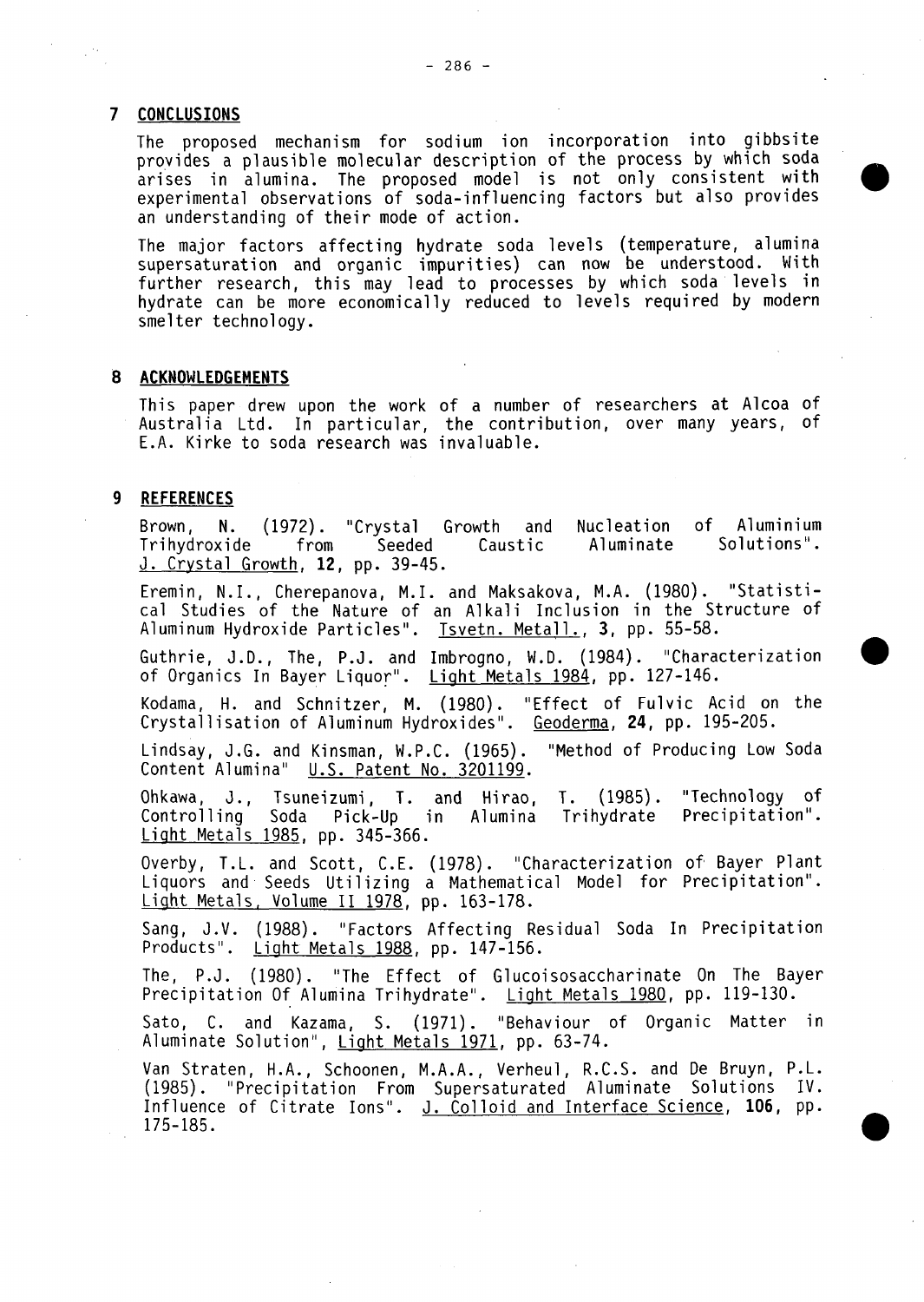## 7 CONCLUSIONS

The proposed mechanism for sodium ion incorporation into gibbsite provides a plausible molecular description of the process by which soda arises in alumina. The proposed model is not only consistent with experimental observations of soda-influencing factors but also provides an understanding of their mode of action.

The major factors affecting hydrate soda levels (temperature, alumina supersaturation and organic impurities) can now be understood. With further research, this may lead to processes by which soda levels in hydrate can be more economically reduced to levels required by modern smelter technology.

## 8 ACKNOWLEDGEMENTS

This paper drew upon the work of a number of researchers at Alcoa of Australia Ltd. In particular, the contribution, over many years, of E.A. Kirke to soda research was invaluable.

## 9 REFERENCES

Brown, N. (1972). "Crystal Growth and Nucleation of Aluminium Trihydroxide from Seeded Caustic Aluminate Solutions". J. Crystal Growth, **12**, pp. 39-45.

Eremin, N.I., Cherepanova, M.I. and Maksakova, M.A. (1980). "Statistical Studies of the Nature of an Alkali Inclusion in the Structure of Aluminum Hydroxide Particles". Tsvetn. Metall., **3**, pp. 55-58.

Guthrie, J.D., The, P.J. and Imbrogno, W.D. (1984). "Characterization of Organics In Bayer Liquor". Light Metals 1984, pp. 127-146.

Kodama, H. and Schnitzer, M. (1980). "Effect of Fulvic Acid on the Crystallisation of Aluminum Hydroxides". Geoderma, **24**, pp. 195-205.

Lindsay, J.G. and Kinsman, W.P.C. (1965). "Method of Producing Low Soda Content Alumina" U.S. Patent No. 3201199.

Ohkawa, J., Tsuneizumi, T. and Hirao, T. (1985). "Technology of Controlling Soda Pick-Up in Alumina Trihydrate Precipitation". Light Metals 1985, pp. 345-366.

Overby, T.L. and Scott, C.E. (1978). "Characterization of Bayer Plant Liquors and Seeds Utilizing a Mathematical Model for Precipitation". Light Metals, Volume II 1978, pp. 163-178.

Sang, J.V. (1988). "Factors Affecting Residual Soda In Precipitation Products". Light Metals 1988, pp. 147-156.

The, P.J. (1980). "The Effect of Glucoisosaccharinate On The Bayer Precipitation Of Alumina Trihydrate". Light Metals 1980, pp. 119-130.

Sato, C. and Kazama, S. (1971). "Behaviour of Organic Matter in Aluminate Solution", Light Metals 1971, pp. 63-74.

Van Straten, H.A., Schoonen, M.A.A., Verheul, R.C.S. and De Bruyn, P.L. (1985). "Precipitation From Supersaturated Aluminate Solutions IV. Influence of Citrate Ions". J. Colloid and Interface Science, **106**, pp. 175-185.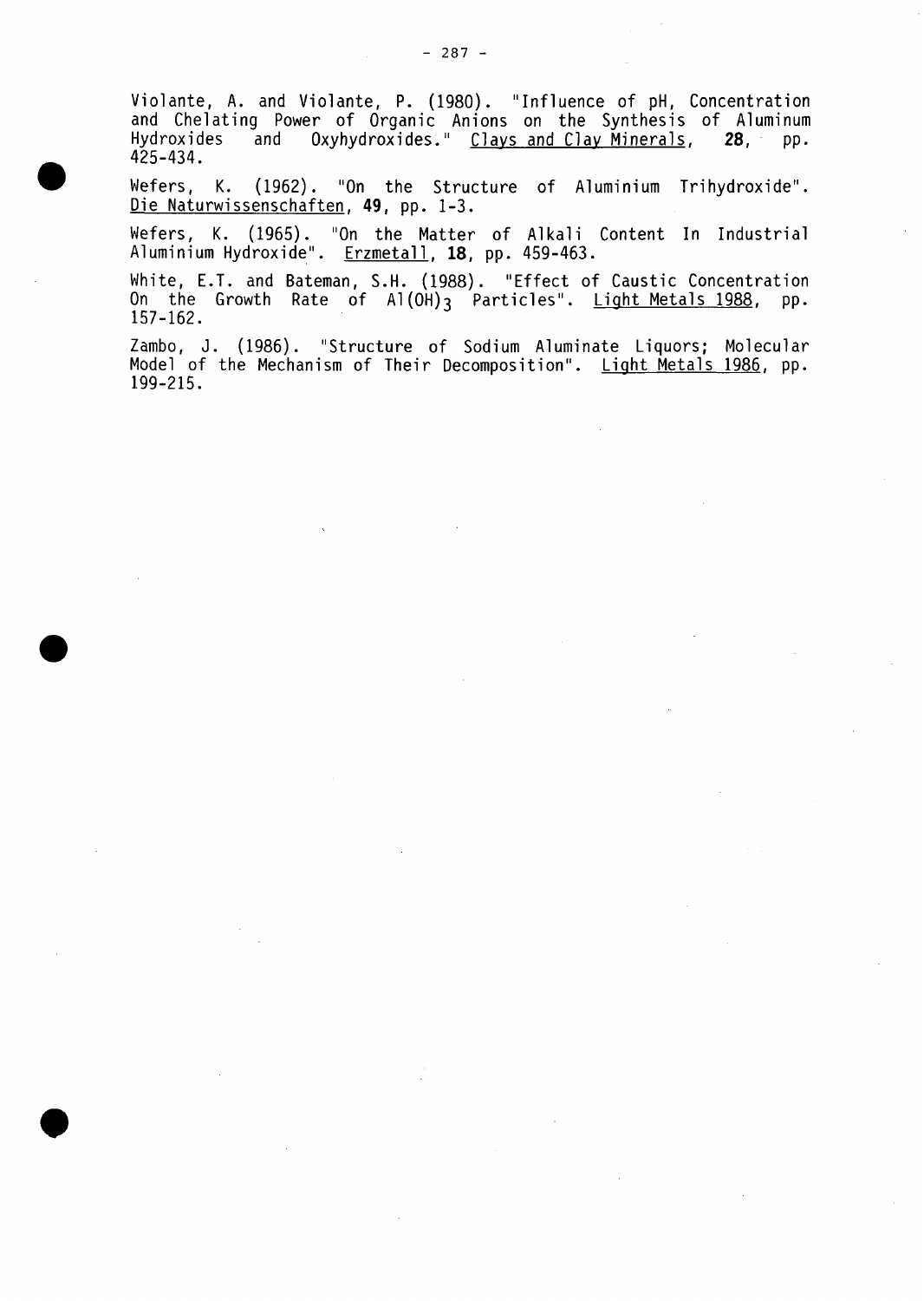Violante, A. and Violante, P. (1980). "Influence of pH, Concentration and Chelating Power of Organic Anions on the Synthesis of Aluminum Hydroxides and Oxyhydroxides." Clays and Clay Minerals, **28**, pp. 425-434.

Wefers, K. (1962). "On the Structure of Aluminium Trihydroxide". Die Naturwissenschaften, **49**, pp. 1-3.

Wefers, K. (1965). "On the Matter of Alkali Content In Industrial Aluminium Hydroxide". Erzmetall, **18**, pp. 459-463.

White, E.T. and Bateman, S.H. (1988). "Effect of Caustic Concentration On the Growth Rate of $Al(OH)_3$ Particles". Light Metals 1988, pp. 157-162.

Zambo, J. (1986). "Structure of Sodium Aluminate Liquors; Molecular Model of the Mechanism of Their Decomposition". Light Metals 1986, pp. 199-215.